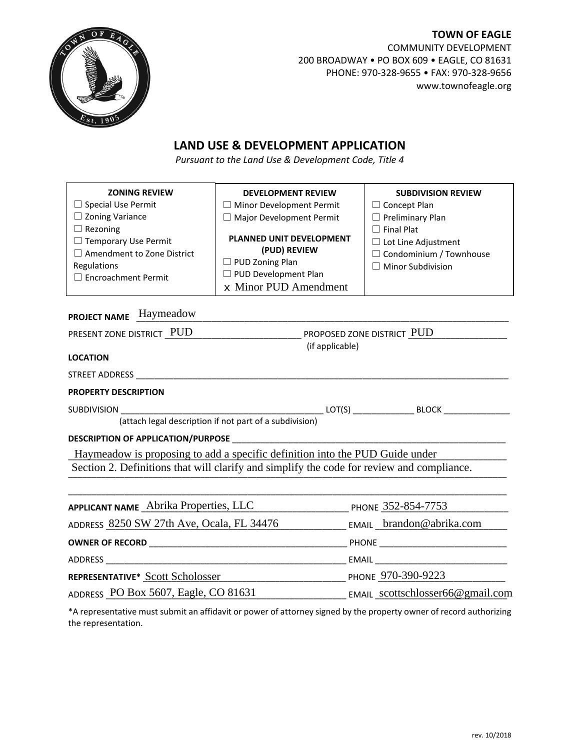**TOWN OF EAGLE**
COMMUNITY DEVELOPMENT
200 BROADWAY • PO BOX 609 • EAGLE, CO 81631
PHONE: 970-328-9655 • FAX: 970-328-9656
www.townofeagle.org

# LAND USE & DEVELOPMENT APPLICATION

*Pursuant to the Land Use & Development Code, Title 4*

| ZONING REVIEW | DEVELOPMENT REVIEW | SUBDIVISION REVIEW |
|---|---|---|
| ☐ Special Use Permit<br>☐ Zoning Variance<br>☐ Rezoning<br>☐ Temporary Use Permit<br>☐ Amendment to Zone District Regulations<br>☐ Encroachment Permit | ☐ Minor Development Permit<br>☐ Major Development Permit<br><br>**PLANNED UNIT DEVELOPMENT (PUD) REVIEW**<br>☐ PUD Zoning Plan<br>☐ PUD Development Plan<br>x Minor PUD Amendment | ☐ Concept Plan<br>☐ Preliminary Plan<br>☐ Final Plat<br>☐ Lot Line Adjustment<br>☐ Condominium / Townhouse<br>☐ Minor Subdivision |

**PROJECT NAME** Haymeadow

PRESENT ZONE DISTRICT PUD  PROPOSED ZONE DISTRICT PUD
(if applicable)

**LOCATION**

STREET ADDRESS ____________________

**PROPERTY DESCRIPTION**

SUBDIVISION ____________________ LOT(S) __________ BLOCK __________
(attach legal description if not part of a subdivision)

**DESCRIPTION OF APPLICATION/PURPOSE**

Haymeadow is proposing to add a specific definition into the PUD Guide under Section 2. Definitions that will clarify and simplify the code for review and compliance.

**APPLICANT NAME** Abrika Properties, LLC  PHONE 352-854-7753

ADDRESS 8250 SW 27th Ave, Ocala, FL 34476  EMAIL brandon@abrika.com

**OWNER OF RECORD** ____________________ PHONE ____________________

ADDRESS ____________________ EMAIL ____________________

**REPRESENTATIVE*** Scott Scholosser  PHONE 970-390-9223

ADDRESS PO Box 5607, Eagle, CO 81631  EMAIL scottschlosser66@gmail.com

*A representative must submit an affidavit or power of attorney signed by the property owner of record authorizing the representation.

rev. 10/2018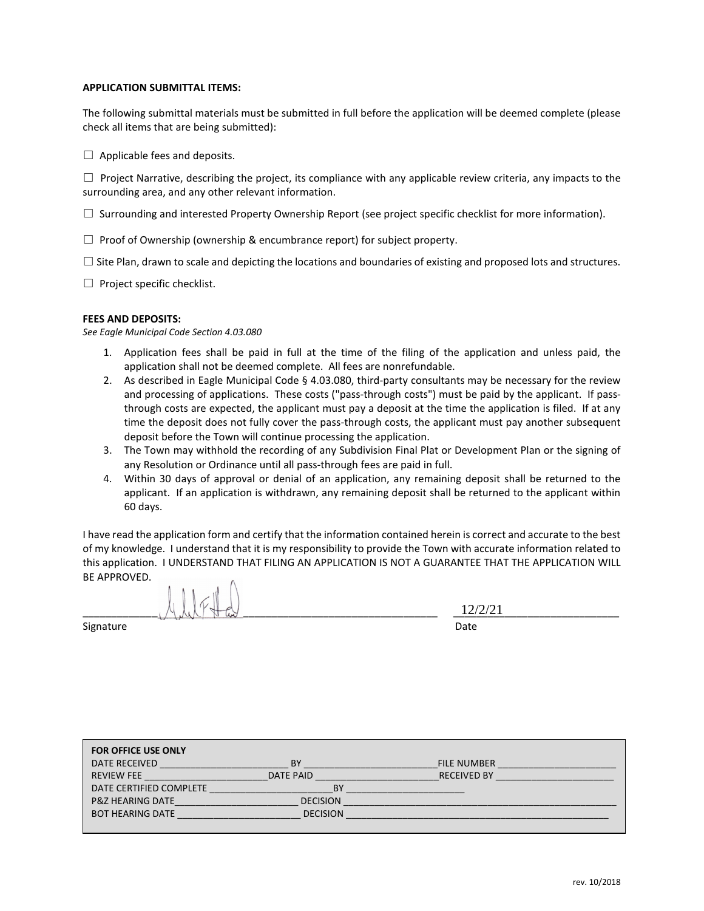**APPLICATION SUBMITTAL ITEMS:**

The following submittal materials must be submitted in full before the application will be deemed complete (please check all items that are being submitted):

☐ Applicable fees and deposits.

☐ Project Narrative, describing the project, its compliance with any applicable review criteria, any impacts to the surrounding area, and any other relevant information.

☐ Surrounding and interested Property Ownership Report (see project specific checklist for more information).

☐ Proof of Ownership (ownership & encumbrance report) for subject property.

☐ Site Plan, drawn to scale and depicting the locations and boundaries of existing and proposed lots and structures.

☐ Project specific checklist.

**FEES AND DEPOSITS:**

*See Eagle Municipal Code Section 4.03.080*

1. Application fees shall be paid in full at the time of the filing of the application and unless paid, the application shall not be deemed complete. All fees are nonrefundable.
2. As described in Eagle Municipal Code § 4.03.080, third-party consultants may be necessary for the review and processing of applications. These costs ("pass-through costs") must be paid by the applicant. If pass-through costs are expected, the applicant must pay a deposit at the time the application is filed. If at any time the deposit does not fully cover the pass-through costs, the applicant must pay another subsequent deposit before the Town will continue processing the application.
3. The Town may withhold the recording of any Subdivision Final Plat or Development Plan or the signing of any Resolution or Ordinance until all pass-through fees are paid in full.
4. Within 30 days of approval or denial of an application, any remaining deposit shall be returned to the applicant. If an application is withdrawn, any remaining deposit shall be returned to the applicant within 60 days.

I have read the application form and certify that the information contained herein is correct and accurate to the best of my knowledge. I understand that it is my responsibility to provide the Town with accurate information related to this application. I UNDERSTAND THAT FILING AN APPLICATION IS NOT A GUARANTEE THAT THE APPLICATION WILL BE APPROVED.

[Signature] 12/2/21

Signature Date

**FOR OFFICE USE ONLY**

DATE RECEIVED ______________ BY ______________ FILE NUMBER ______________

REVIEW FEE ______________ DATE PAID ______________ RECEIVED BY ______________

DATE CERTIFIED COMPLETE ______________ BY ______________

P&Z HEARING DATE ______________ DECISION ______________

BOT HEARING DATE ______________ DECISION ______________

rev. 10/2018